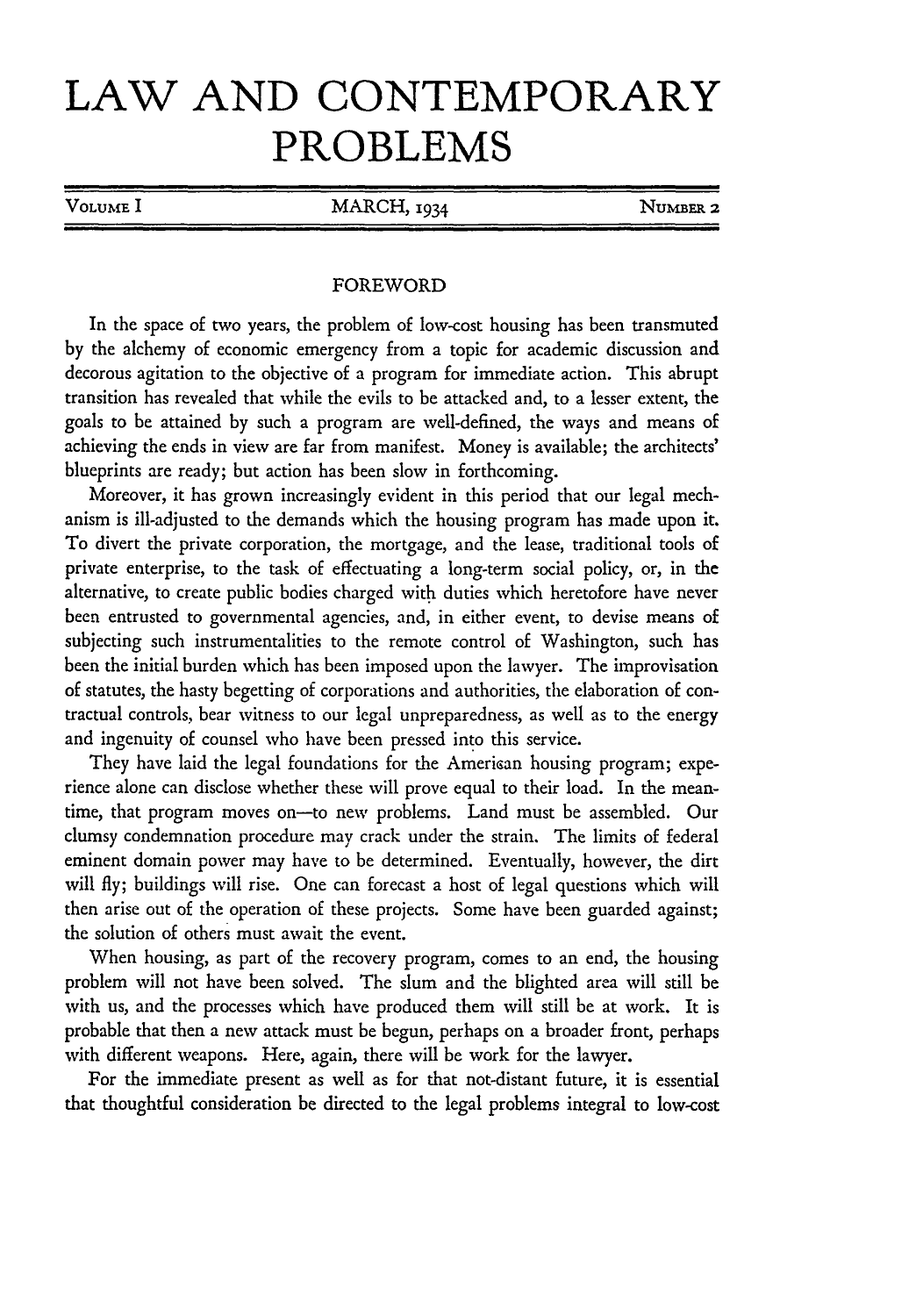# LAW AND CONTEMPORARY PROBLEMS

VOLUME I | MARCH, 1934 | NUMBER 2

## FOREWORD

In the space of two years, the problem of low-cost housing has been transmuted by the alchemy of economic emergency from a topic for academic discussion and decorous agitation to the objective of a program for immediate action. This abrupt transition has revealed that while the evils to be attacked and, to a lesser extent, the goals to be attained by such a program are well-defined, the ways and means of achieving the ends in view are far from manifest. Money is available; the architects' blueprints are ready; but action has been slow in forthcoming.

Moreover, it has grown increasingly evident in this period that our legal mechanism is ill-adjusted to the demands which the housing program has made upon it. To divert the private corporation, the mortgage, and the lease, traditional tools of private enterprise, to the task of effectuating a long-term social policy, or, in the alternative, to create public bodies charged with duties which heretofore have never been entrusted to governmental agencies, and, in either event, to devise means of subjecting such instrumentalities to the remote control of Washington, such has been the initial burden which has been imposed upon the lawyer. The improvisation of statutes, the hasty begetting of corporations and authorities, the elaboration of contractual controls, bear witness to our legal unpreparedness, as well as to the energy and ingenuity of counsel who have been pressed into this service.

They have laid the legal foundations for the American housing program; experience alone can disclose whether these will prove equal to their load. In the meantime, that program moves on—to new problems. Land must be assembled. Our clumsy condemnation procedure may crack under the strain. The limits of federal eminent domain power may have to be determined. Eventually, however, the dirt will fly; buildings will rise. One can forecast a host of legal questions which will then arise out of the operation of these projects. Some have been guarded against; the solution of others must await the event.

When housing, as part of the recovery program, comes to an end, the housing problem will not have been solved. The slum and the blighted area will still be with us, and the processes which have produced them will still be at work. It is probable that then a new attack must be begun, perhaps on a broader front, perhaps with different weapons. Here, again, there will be work for the lawyer.

For the immediate present as well as for that not-distant future, it is essential that thoughtful consideration be directed to the legal problems integral to low-cost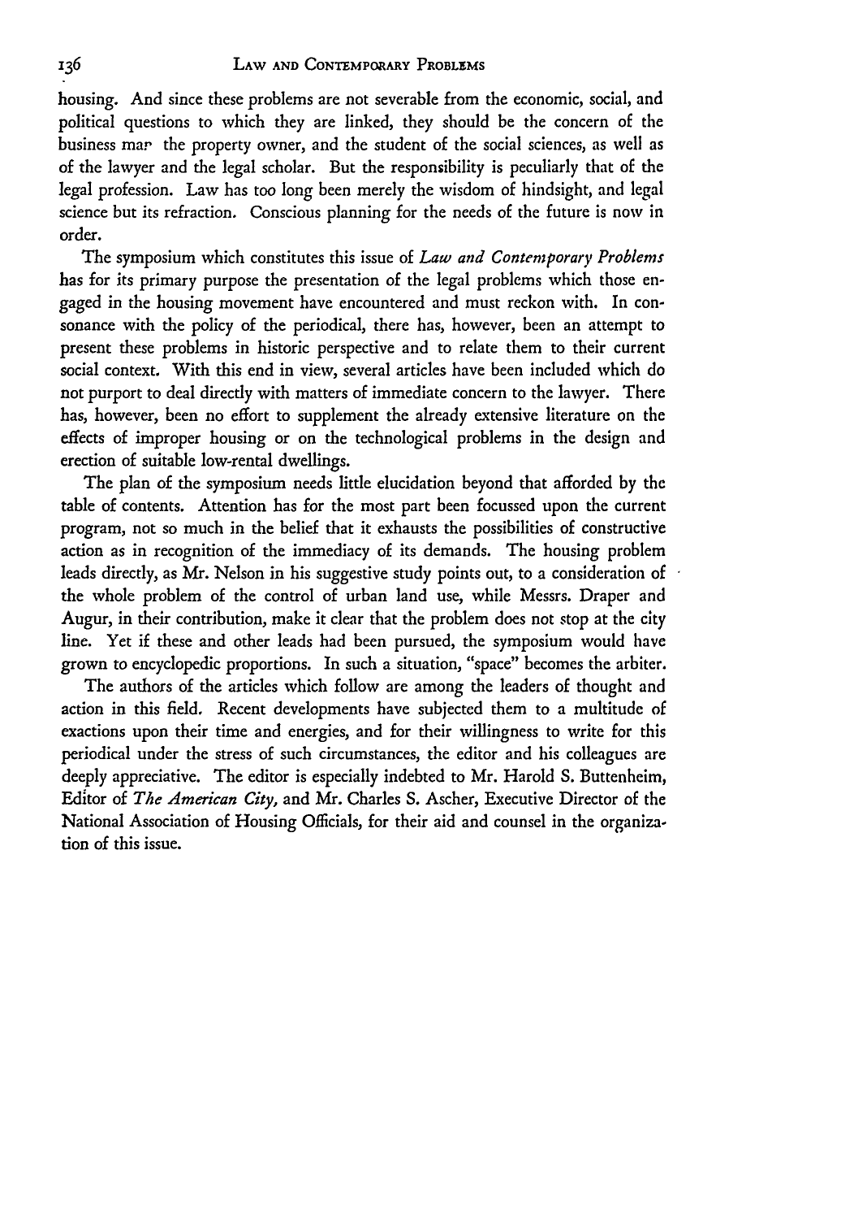housing. And since these problems are not severable from the economic, social, and political questions to which they are linked, they should be the concern of the business man the property owner, and the student of the social sciences, as well as of the lawyer and the legal scholar. But the responsibility is peculiarly that of the legal profession. Law has too long been merely the wisdom of hindsight, and legal science but its refraction. Conscious planning for the needs of the future is now in order.

The symposium which constitutes this issue of *Law and Contemporary Problems* has for its primary purpose the presentation of the legal problems which those engaged in the housing movement have encountered and must reckon with. In consonance with the policy of the periodical, there has, however, been an attempt to present these problems in historic perspective and to relate them to their current social context. With this end in view, several articles have been included which do not purport to deal directly with matters of immediate concern to the lawyer. There has, however, been no effort to supplement the already extensive literature on the effects of improper housing or on the technological problems in the design and erection of suitable low-rental dwellings.

The plan of the symposium needs little elucidation beyond that afforded by the table of contents. Attention has for the most part been focussed upon the current program, not so much in the belief that it exhausts the possibilities of constructive action as in recognition of the immediacy of its demands. The housing problem leads directly, as Mr. Nelson in his suggestive study points out, to a consideration of the whole problem of the control of urban land use, while Messrs. Draper and Augur, in their contribution, make it clear that the problem does not stop at the city line. Yet if these and other leads had been pursued, the symposium would have grown to encyclopedic proportions. In such a situation, "space" becomes the arbiter.

The authors of the articles which follow are among the leaders of thought and action in this field. Recent developments have subjected them to a multitude of exactions upon their time and energies, and for their willingness to write for this periodical under the stress of such circumstances, the editor and his colleagues are deeply appreciative. The editor is especially indebted to Mr. Harold S. Buttenheim, Editor of *The American City,* and Mr. Charles S. Ascher, Executive Director of the National Association of Housing Officials, for their aid and counsel in the organization of this issue.